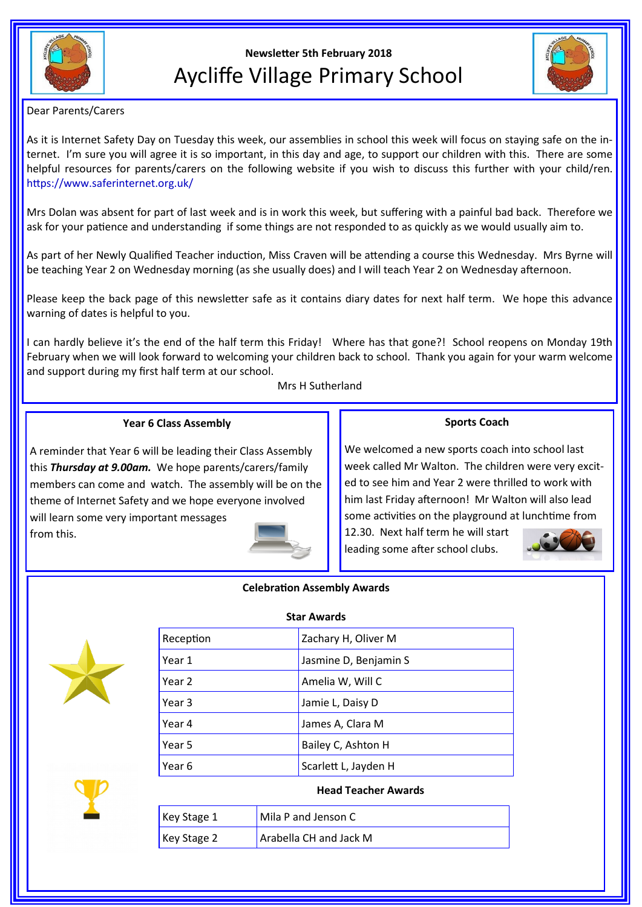Newsletter 5th February 2018

# Aycliffe Village Primary School

Dear Parents/Carers

As it is Internet Safety Day on Tuesday this week, our assemblies in school this week will focus on staying safe on the internet. I'm sure you will agree it is so important, in this day and age, to support our children with this. There are some helpful resources for parents/carers on the following website if you wish to discuss this further with your child/ren. https://www.saferinternet.org.uk/

Mrs Dolan was absent for part of last week and is in work this week, but suffering with a painful bad back. Therefore we ask for your patience and understanding if some things are not responded to as quickly as we would usually aim to.

As part of her Newly Qualified Teacher induction, Miss Craven will be attending a course this Wednesday. Mrs Byrne will be teaching Year 2 on Wednesday morning (as she usually does) and I will teach Year 2 on Wednesday afternoon.

Please keep the back page of this newsletter safe as it contains diary dates for next half term. We hope this advance warning of dates is helpful to you.

I can hardly believe it's the end of the half term this Friday! Where has that gone?! School reopens on Monday 19th February when we will look forward to welcoming your children back to school. Thank you again for your warm welcome and support during my first half term at our school.

Mrs H Sutherland

### Year 6 Class Assembly

A reminder that Year 6 will be leading their Class Assembly this ***Thursday at 9.00am.*** We hope parents/carers/family members can come and watch. The assembly will be on the theme of Internet Safety and we hope everyone involved will learn some very important messages from this.

### Sports Coach

We welcomed a new sports coach into school last week called Mr Walton. The children were very excited to see him and Year 2 were thrilled to work with him last Friday afternoon! Mr Walton will also lead some activities on the playground at lunchtime from 12.30. Next half term he will start leading some after school clubs.

### Celebration Assembly Awards

**Star Awards**

| | |
|---|---|
| Reception | Zachary H, Oliver M |
| Year 1 | Jasmine D, Benjamin S |
| Year 2 | Amelia W, Will C |
| Year 3 | Jamie L, Daisy D |
| Year 4 | James A, Clara M |
| Year 5 | Bailey C, Ashton H |
| Year 6 | Scarlett L, Jayden H |

**Head Teacher Awards**

| | |
|---|---|
| Key Stage 1 | Mila P and Jenson C |
| Key Stage 2 | Arabella CH and Jack M |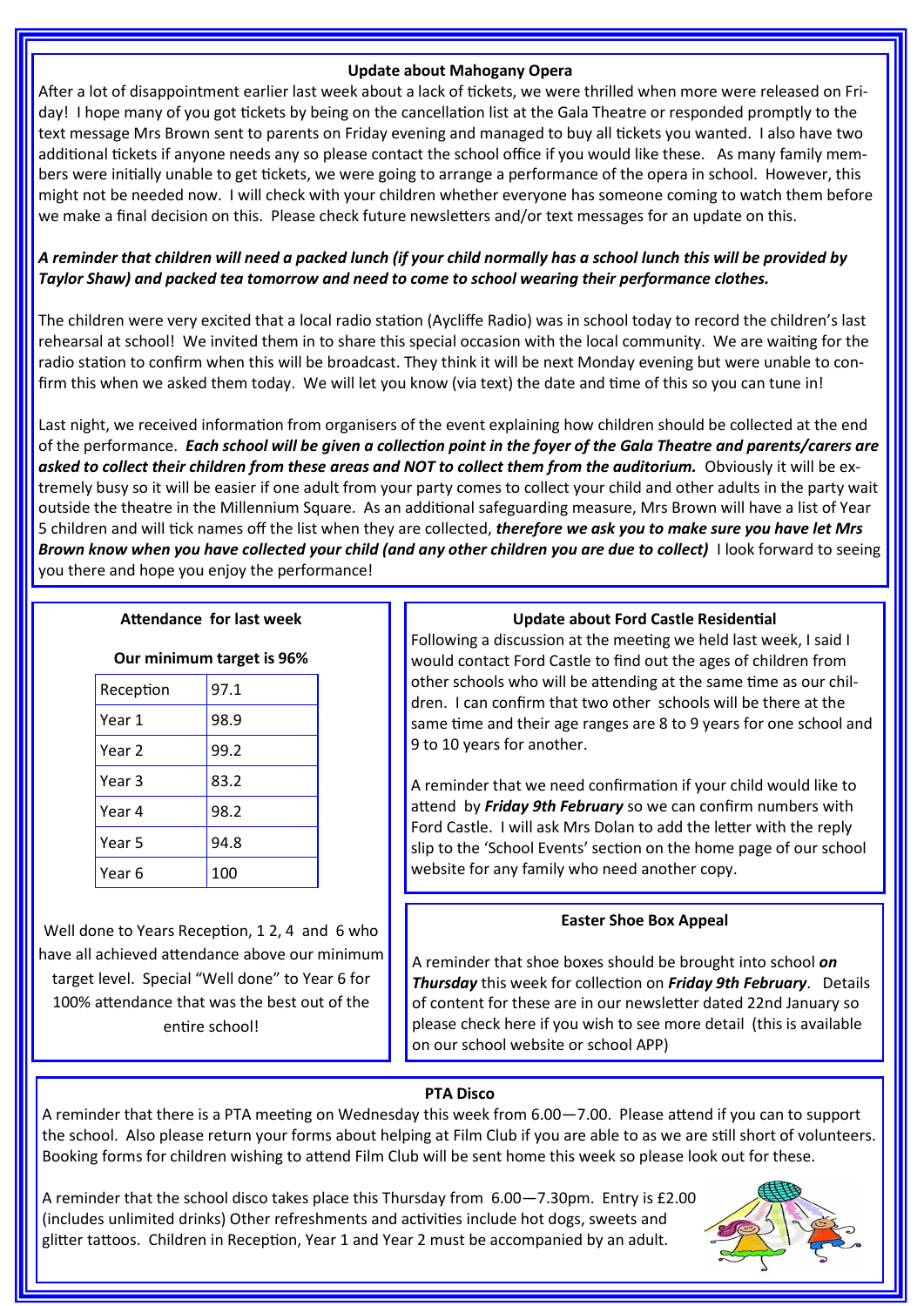### Update about Mahogany Opera

After a lot of disappointment earlier last week about a lack of tickets, we were thrilled when more were released on Friday! I hope many of you got tickets by being on the cancellation list at the Gala Theatre or responded promptly to the text message Mrs Brown sent to parents on Friday evening and managed to buy all tickets you wanted. I also have two additional tickets if anyone needs any so please contact the school office if you would like these. As many family members were initially unable to get tickets, we were going to arrange a performance of the opera in school. However, this might not be needed now. I will check with your children whether everyone has someone coming to watch them before we make a final decision on this. Please check future newsletters and/or text messages for an update on this.

***A reminder that children will need a packed lunch (if your child normally has a school lunch this will be provided by Taylor Shaw) and packed tea tomorrow and need to come to school wearing their performance clothes.***

The children were very excited that a local radio station (Aycliffe Radio) was in school today to record the children's last rehearsal at school! We invited them in to share this special occasion with the local community. We are waiting for the radio station to confirm when this will be broadcast. They think it will be next Monday evening but were unable to confirm this when we asked them today. We will let you know (via text) the date and time of this so you can tune in!

Last night, we received information from organisers of the event explaining how children should be collected at the end of the performance. ***Each school will be given a collection point in the foyer of the Gala Theatre and parents/carers are asked to collect their children from these areas and NOT to collect them from the auditorium.*** Obviously it will be extremely busy so it will be easier if one adult from your party comes to collect your child and other adults in the party wait outside the theatre in the Millennium Square. As an additional safeguarding measure, Mrs Brown will have a list of Year 5 children and will tick names off the list when they are collected, ***therefore we ask you to make sure you have let Mrs Brown know when you have collected your child (and any other children you are due to collect)*** I look forward to seeing you there and hope you enjoy the performance!

### Attendance for last week

**Our minimum target is 96%**

| Reception | 97.1 |
|---|---|
| Year 1 | 98.9 |
| Year 2 | 99.2 |
| Year 3 | 83.2 |
| Year 4 | 98.2 |
| Year 5 | 94.8 |
| Year 6 | 100 |

Well done to Years Reception, 1 2, 4 and 6 who have all achieved attendance above our minimum target level. Special "Well done" to Year 6 for 100% attendance that was the best out of the entire school!

### Update about Ford Castle Residential

Following a discussion at the meeting we held last week, I said I would contact Ford Castle to find out the ages of children from other schools who will be attending at the same time as our children. I can confirm that two other schools will be there at the same time and their age ranges are 8 to 9 years for one school and 9 to 10 years for another.

A reminder that we need confirmation if your child would like to attend by ***Friday 9th February*** so we can confirm numbers with Ford Castle. I will ask Mrs Dolan to add the letter with the reply slip to the 'School Events' section on the home page of our school website for any family who need another copy.

### Easter Shoe Box Appeal

A reminder that shoe boxes should be brought into school ***on Thursday*** this week for collection on ***Friday 9th February***. Details of content for these are in our newsletter dated 22nd January so please check here if you wish to see more detail (this is available on our school website or school APP)

### PTA Disco

A reminder that there is a PTA meeting on Wednesday this week from 6.00—7.00. Please attend if you can to support the school. Also please return your forms about helping at Film Club if you are able to as we are still short of volunteers. Booking forms for children wishing to attend Film Club will be sent home this week so please look out for these.

A reminder that the school disco takes place this Thursday from 6.00—7.30pm. Entry is £2.00 (includes unlimited drinks) Other refreshments and activities include hot dogs, sweets and glitter tattoos. Children in Reception, Year 1 and Year 2 must be accompanied by an adult.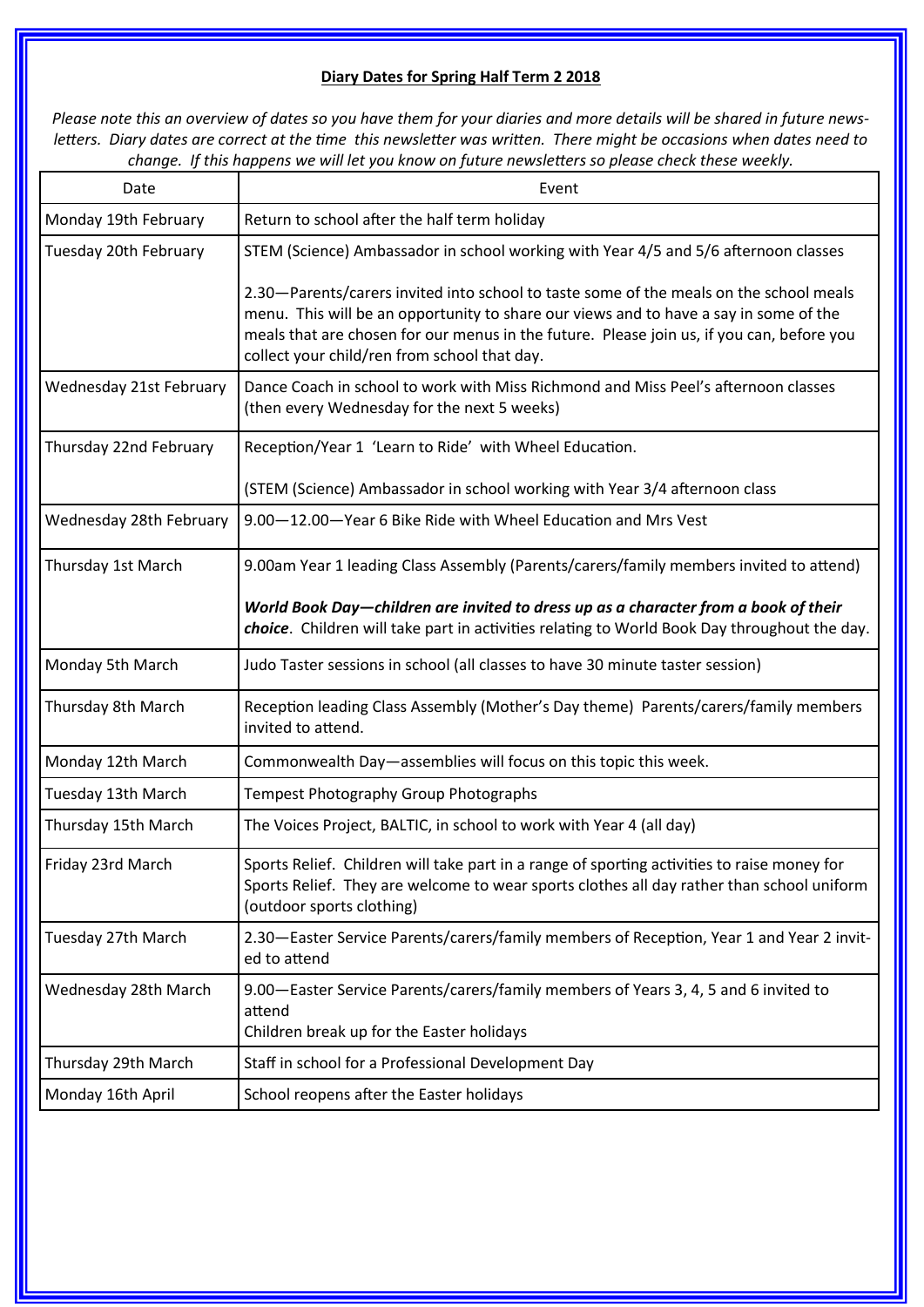**Diary Dates for Spring Half Term 2 2018**

*Please note this an overview of dates so you have them for your diaries and more details will be shared in future newsletters. Diary dates are correct at the time this newsletter was written. There might be occasions when dates need to change. If this happens we will let you know on future newsletters so please check these weekly.*

| Date | Event |
|---|---|
| Monday 19th February | Return to school after the half term holiday |
| Tuesday 20th February | STEM (Science) Ambassador in school working with Year 4/5 and 5/6 afternoon classes<br><br>2.30—Parents/carers invited into school to taste some of the meals on the school meals menu. This will be an opportunity to share our views and to have a say in some of the meals that are chosen for our menus in the future. Please join us, if you can, before you collect your child/ren from school that day. |
| Wednesday 21st February | Dance Coach in school to work with Miss Richmond and Miss Peel's afternoon classes (then every Wednesday for the next 5 weeks) |
| Thursday 22nd February | Reception/Year 1 'Learn to Ride' with Wheel Education.<br><br>(STEM (Science) Ambassador in school working with Year 3/4 afternoon class |
| Wednesday 28th February | 9.00—12.00—Year 6 Bike Ride with Wheel Education and Mrs Vest |
| Thursday 1st March | 9.00am Year 1 leading Class Assembly (Parents/carers/family members invited to attend)<br><br>***World Book Day—children are invited to dress up as a character from a book of their choice***. Children will take part in activities relating to World Book Day throughout the day. |
| Monday 5th March | Judo Taster sessions in school (all classes to have 30 minute taster session) |
| Thursday 8th March | Reception leading Class Assembly (Mother's Day theme) Parents/carers/family members invited to attend. |
| Monday 12th March | Commonwealth Day—assemblies will focus on this topic this week. |
| Tuesday 13th March | Tempest Photography Group Photographs |
| Thursday 15th March | The Voices Project, BALTIC, in school to work with Year 4 (all day) |
| Friday 23rd March | Sports Relief. Children will take part in a range of sporting activities to raise money for Sports Relief. They are welcome to wear sports clothes all day rather than school uniform (outdoor sports clothing) |
| Tuesday 27th March | 2.30—Easter Service Parents/carers/family members of Reception, Year 1 and Year 2 invited to attend |
| Wednesday 28th March | 9.00—Easter Service Parents/carers/family members of Years 3, 4, 5 and 6 invited to attend<br>Children break up for the Easter holidays |
| Thursday 29th March | Staff in school for a Professional Development Day |
| Monday 16th April | School reopens after the Easter holidays |